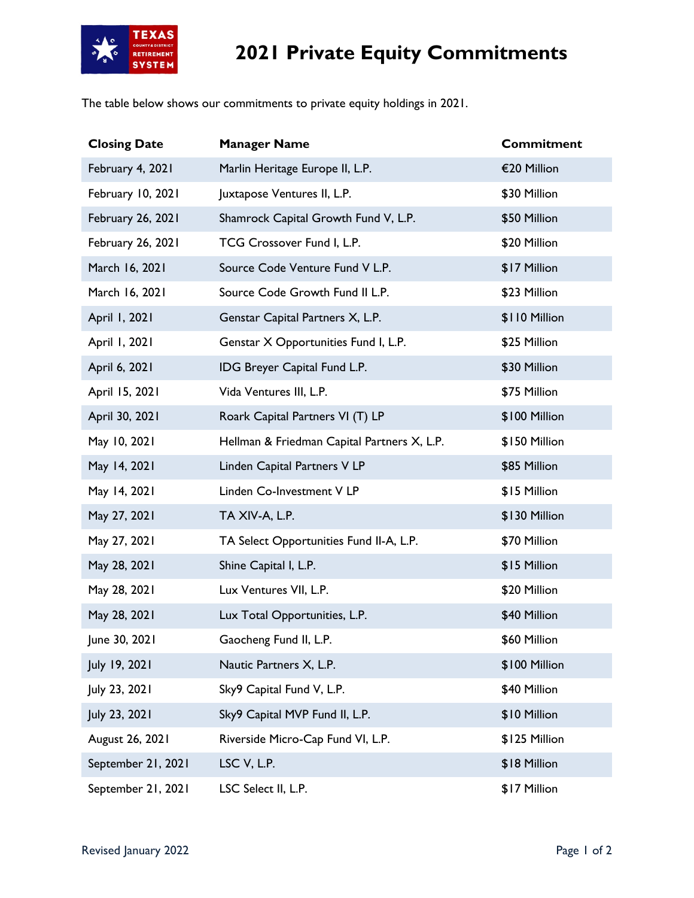# 2021 Private Equity Commitments

The table below shows our commitments to private equity holdings in 2021.

| Closing Date | Manager Name | Commitment |
|---|---|---|
| February 4, 2021 | Marlin Heritage Europe II, L.P. | €20 Million |
| February 10, 2021 | Juxtapose Ventures II, L.P. | $30 Million |
| February 26, 2021 | Shamrock Capital Growth Fund V, L.P. | $50 Million |
| February 26, 2021 | TCG Crossover Fund I, L.P. | $20 Million |
| March 16, 2021 | Source Code Venture Fund V L.P. | $17 Million |
| March 16, 2021 | Source Code Growth Fund II L.P. | $23 Million |
| April 1, 2021 | Genstar Capital Partners X, L.P. | $110 Million |
| April 1, 2021 | Genstar X Opportunities Fund I, L.P. | $25 Million |
| April 6, 2021 | IDG Breyer Capital Fund L.P. | $30 Million |
| April 15, 2021 | Vida Ventures III, L.P. | $75 Million |
| April 30, 2021 | Roark Capital Partners VI (T) LP | $100 Million |
| May 10, 2021 | Hellman & Friedman Capital Partners X, L.P. | $150 Million |
| May 14, 2021 | Linden Capital Partners V LP | $85 Million |
| May 14, 2021 | Linden Co-Investment V LP | $15 Million |
| May 27, 2021 | TA XIV-A, L.P. | $130 Million |
| May 27, 2021 | TA Select Opportunities Fund II-A, L.P. | $70 Million |
| May 28, 2021 | Shine Capital I, L.P. | $15 Million |
| May 28, 2021 | Lux Ventures VII, L.P. | $20 Million |
| May 28, 2021 | Lux Total Opportunities, L.P. | $40 Million |
| June 30, 2021 | Gaocheng Fund II, L.P. | $60 Million |
| July 19, 2021 | Nautic Partners X, L.P. | $100 Million |
| July 23, 2021 | Sky9 Capital Fund V, L.P. | $40 Million |
| July 23, 2021 | Sky9 Capital MVP Fund II, L.P. | $10 Million |
| August 26, 2021 | Riverside Micro-Cap Fund VI, L.P. | $125 Million |
| September 21, 2021 | LSC V, L.P. | $18 Million |
| September 21, 2021 | LSC Select II, L.P. | $17 Million |

Revised January 2022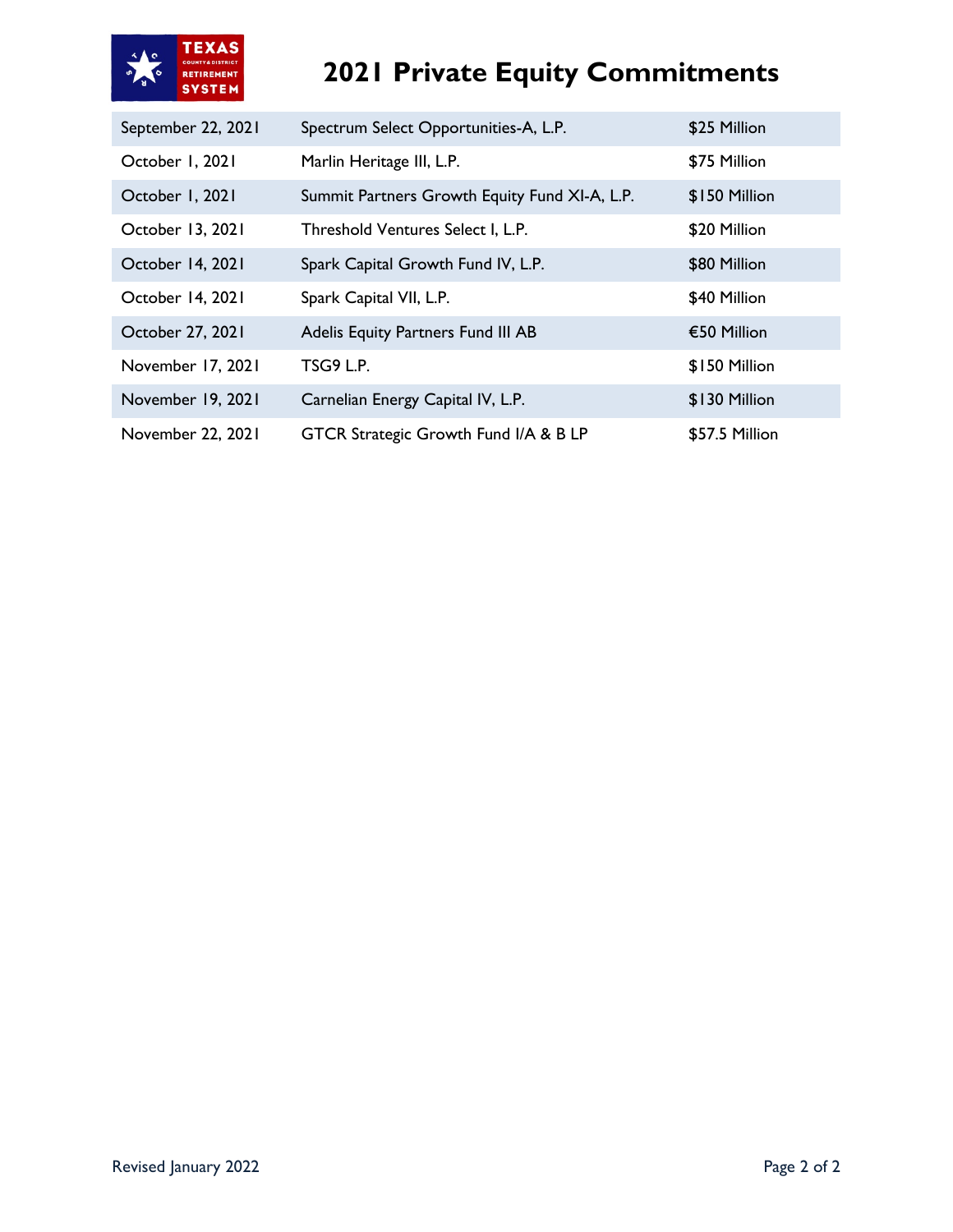# 2021 Private Equity Commitments

| | | |
|---|---|---|
| September 22, 2021 | Spectrum Select Opportunities-A, L.P. | $25 Million |
| October 1, 2021 | Marlin Heritage III, L.P. | $75 Million |
| October 1, 2021 | Summit Partners Growth Equity Fund XI-A, L.P. | $150 Million |
| October 13, 2021 | Threshold Ventures Select I, L.P. | $20 Million |
| October 14, 2021 | Spark Capital Growth Fund IV, L.P. | $80 Million |
| October 14, 2021 | Spark Capital VII, L.P. | $40 Million |
| October 27, 2021 | Adelis Equity Partners Fund III AB | €50 Million |
| November 17, 2021 | TSG9 L.P. | $150 Million |
| November 19, 2021 | Carnelian Energy Capital IV, L.P. | $130 Million |
| November 22, 2021 | GTCR Strategic Growth Fund I/A & B LP | $57.5 Million |

Revised January 2022